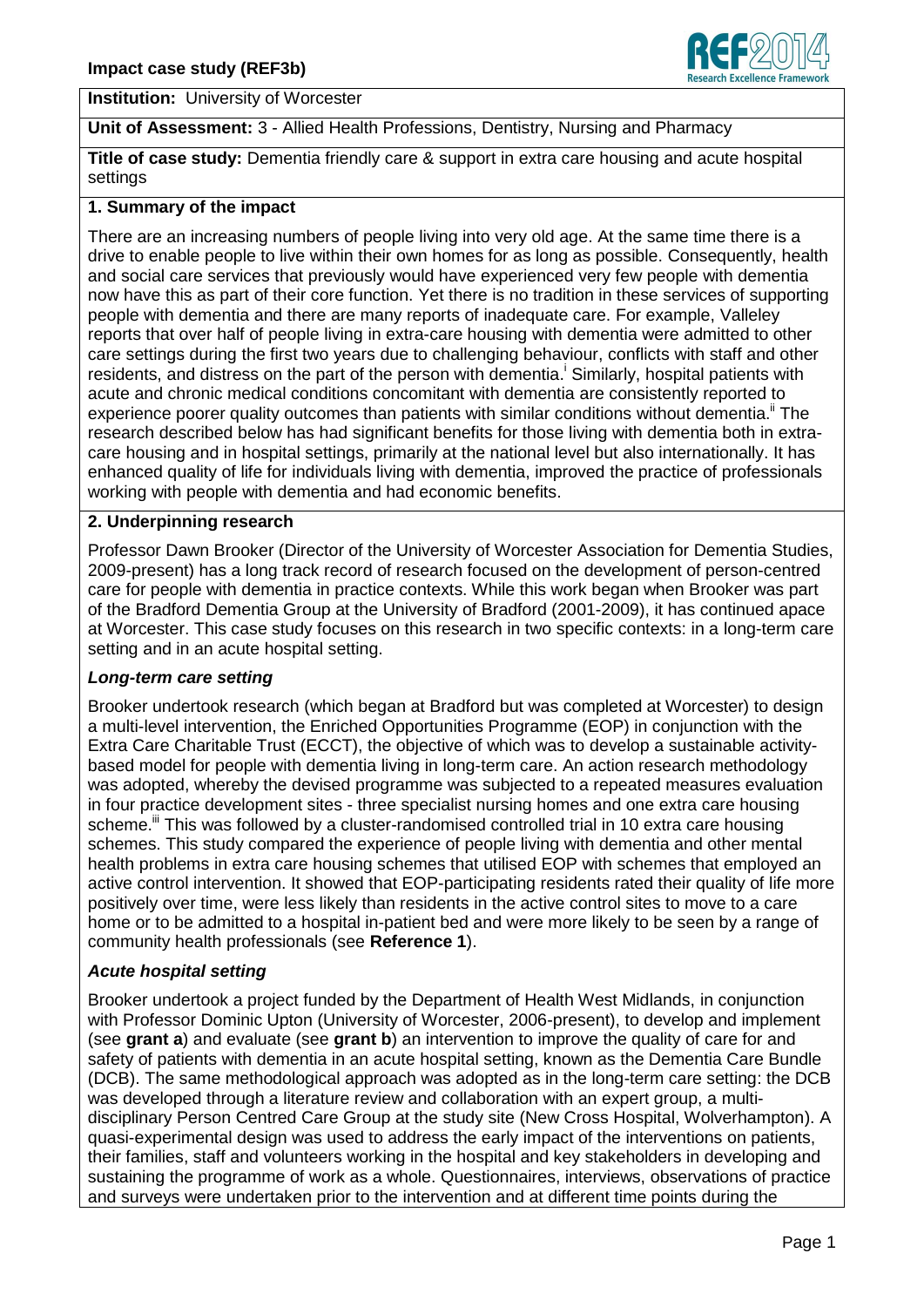**Institution:** University of Worcester

**Unit of Assessment:** 3 - Allied Health Professions, Dentistry, Nursing and Pharmacy

**Title of case study:** Dementia friendly care & support in extra care housing and acute hospital settings

## 1. Summary of the impact

There are an increasing numbers of people living into very old age. At the same time there is a drive to enable people to live within their own homes for as long as possible. Consequently, health and social care services that previously would have experienced very few people with dementia now have this as part of their core function. Yet there is no tradition in these services of supporting people with dementia and there are many reports of inadequate care. For example, Valleley reports that over half of people living in extra-care housing with dementia were admitted to other care settings during the first two years due to challenging behaviour, conflicts with staff and other residents, and distress on the part of the person with dementia.[i] Similarly, hospital patients with acute and chronic medical conditions concomitant with dementia are consistently reported to experience poorer quality outcomes than patients with similar conditions without dementia.[ii] The research described below has had significant benefits for those living with dementia both in extra-care housing and in hospital settings, primarily at the national level but also internationally. It has enhanced quality of life for individuals living with dementia, improved the practice of professionals working with people with dementia and had economic benefits.

## 2. Underpinning research

Professor Dawn Brooker (Director of the University of Worcester Association for Dementia Studies, 2009-present) has a long track record of research focused on the development of person-centred care for people with dementia in practice contexts. While this work began when Brooker was part of the Bradford Dementia Group at the University of Bradford (2001-2009), it has continued apace at Worcester. This case study focuses on this research in two specific contexts: in a long-term care setting and in an acute hospital setting.

### *Long-term care setting*

Brooker undertook research (which began at Bradford but was completed at Worcester) to design a multi-level intervention, the Enriched Opportunities Programme (EOP) in conjunction with the Extra Care Charitable Trust (ECCT), the objective of which was to develop a sustainable activity-based model for people with dementia living in long-term care. An action research methodology was adopted, whereby the devised programme was subjected to a repeated measures evaluation in four practice development sites - three specialist nursing homes and one extra care housing scheme.[iii] This was followed by a cluster-randomised controlled trial in 10 extra care housing schemes. This study compared the experience of people living with dementia and other mental health problems in extra care housing schemes that utilised EOP with schemes that employed an active control intervention. It showed that EOP-participating residents rated their quality of life more positively over time, were less likely than residents in the active control sites to move to a care home or to be admitted to a hospital in-patient bed and were more likely to be seen by a range of community health professionals (see **Reference 1**).

### *Acute hospital setting*

Brooker undertook a project funded by the Department of Health West Midlands, in conjunction with Professor Dominic Upton (University of Worcester, 2006-present), to develop and implement (see **grant a**) and evaluate (see **grant b**) an intervention to improve the quality of care for and safety of patients with dementia in an acute hospital setting, known as the Dementia Care Bundle (DCB). The same methodological approach was adopted as in the long-term care setting: the DCB was developed through a literature review and collaboration with an expert group, a multi-disciplinary Person Centred Care Group at the study site (New Cross Hospital, Wolverhampton). A quasi-experimental design was used to address the early impact of the interventions on patients, their families, staff and volunteers working in the hospital and key stakeholders in developing and sustaining the programme of work as a whole. Questionnaires, interviews, observations of practice and surveys were undertaken prior to the intervention and at different time points during the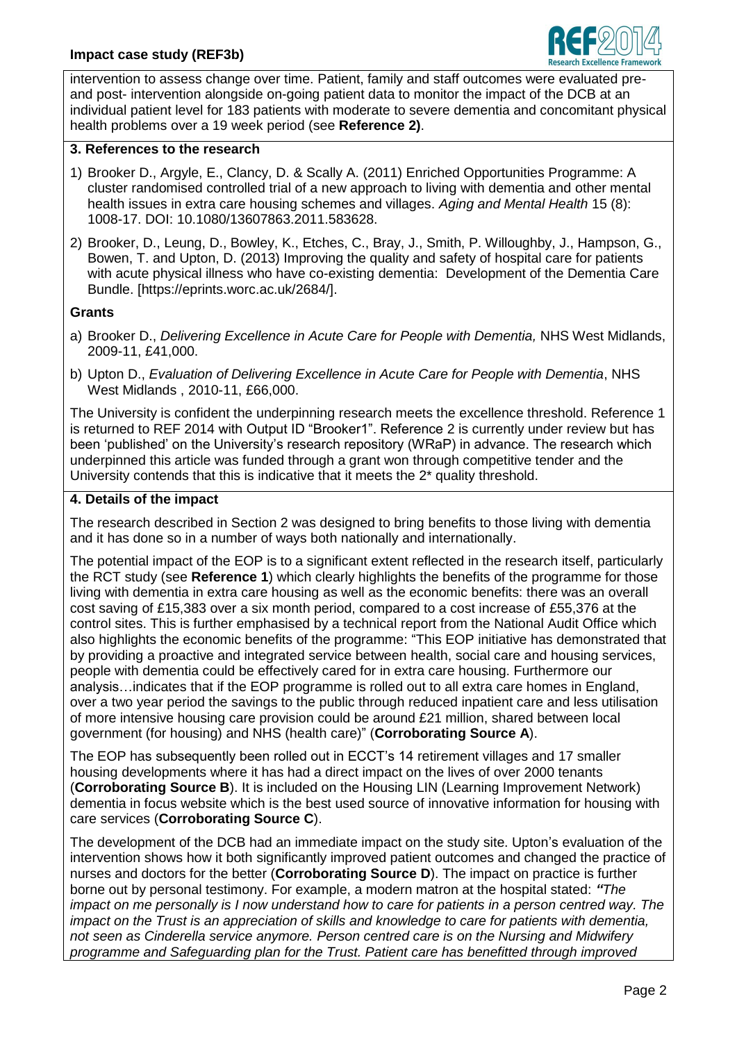intervention to assess change over time. Patient, family and staff outcomes were evaluated pre- and post- intervention alongside on-going patient data to monitor the impact of the DCB at an individual patient level for 183 patients with moderate to severe dementia and concomitant physical health problems over a 19 week period (see **Reference 2)**.

### 3. References to the research

1) Brooker D., Argyle, E., Clancy, D. & Scally A. (2011) Enriched Opportunities Programme: A cluster randomised controlled trial of a new approach to living with dementia and other mental health issues in extra care housing schemes and villages. *Aging and Mental Health* 15 (8): 1008-17. DOI: 10.1080/13607863.2011.583628.
2) Brooker, D., Leung, D., Bowley, K., Etches, C., Bray, J., Smith, P. Willoughby, J., Hampson, G., Bowen, T. and Upton, D. (2013) Improving the quality and safety of hospital care for patients with acute physical illness who have co-existing dementia: Development of the Dementia Care Bundle. [https://eprints.worc.ac.uk/2684/].

#### Grants

a) Brooker D., *Delivering Excellence in Acute Care for People with Dementia,* NHS West Midlands, 2009-11, £41,000.

b) Upton D., *Evaluation of Delivering Excellence in Acute Care for People with Dementia*, NHS West Midlands , 2010-11, £66,000.

The University is confident the underpinning research meets the excellence threshold. Reference 1 is returned to REF 2014 with Output ID "Brooker1". Reference 2 is currently under review but has been 'published' on the University's research repository (WRaP) in advance. The research which underpinned this article was funded through a grant won through competitive tender and the University contends that this is indicative that it meets the 2* quality threshold.

### 4. Details of the impact

The research described in Section 2 was designed to bring benefits to those living with dementia and it has done so in a number of ways both nationally and internationally.

The potential impact of the EOP is to a significant extent reflected in the research itself, particularly the RCT study (see **Reference 1**) which clearly highlights the benefits of the programme for those living with dementia in extra care housing as well as the economic benefits: there was an overall cost saving of £15,383 over a six month period, compared to a cost increase of £55,376 at the control sites. This is further emphasised by a technical report from the National Audit Office which also highlights the economic benefits of the programme: "This EOP initiative has demonstrated that by providing a proactive and integrated service between health, social care and housing services, people with dementia could be effectively cared for in extra care housing. Furthermore our analysis…indicates that if the EOP programme is rolled out to all extra care homes in England, over a two year period the savings to the public through reduced inpatient care and less utilisation of more intensive housing care provision could be around £21 million, shared between local government (for housing) and NHS (health care)" (**Corroborating Source A**).

The EOP has subsequently been rolled out in ECCT's 14 retirement villages and 17 smaller housing developments where it has had a direct impact on the lives of over 2000 tenants (**Corroborating Source B**). It is included on the Housing LIN (Learning Improvement Network) dementia in focus website which is the best used source of innovative information for housing with care services (**Corroborating Source C**).

The development of the DCB had an immediate impact on the study site. Upton's evaluation of the intervention shows how it both significantly improved patient outcomes and changed the practice of nurses and doctors for the better (**Corroborating Source D**). The impact on practice is further borne out by personal testimony. For example, a modern matron at the hospital stated: *"The impact on me personally is I now understand how to care for patients in a person centred way. The impact on the Trust is an appreciation of skills and knowledge to care for patients with dementia, not seen as Cinderella service anymore. Person centred care is on the Nursing and Midwifery programme and Safeguarding plan for the Trust. Patient care has benefitted through improved*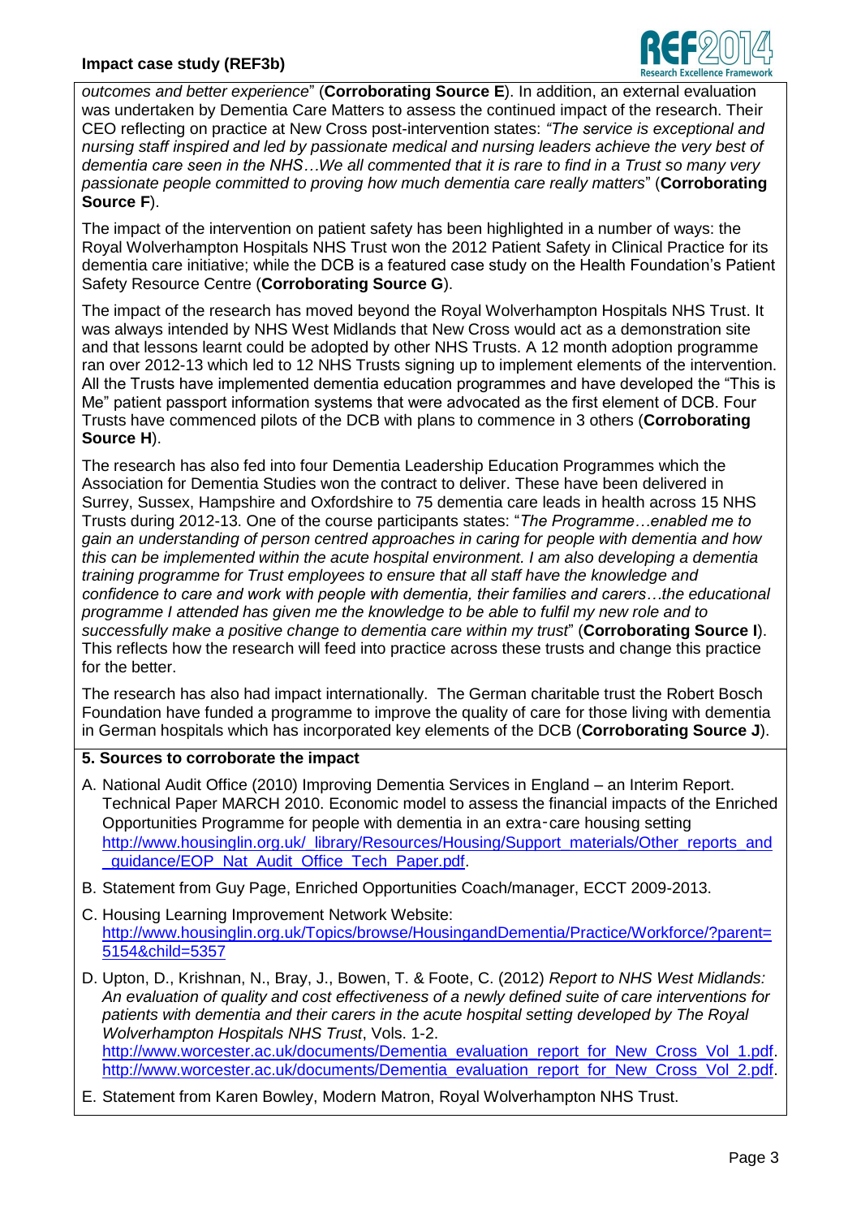*outcomes and better experience*" (**Corroborating Source E**). In addition, an external evaluation was undertaken by Dementia Care Matters to assess the continued impact of the research. Their CEO reflecting on practice at New Cross post-intervention states: *"The service is exceptional and nursing staff inspired and led by passionate medical and nursing leaders achieve the very best of dementia care seen in the NHS…We all commented that it is rare to find in a Trust so many very passionate people committed to proving how much dementia care really matters*" (**Corroborating Source F**).

The impact of the intervention on patient safety has been highlighted in a number of ways: the Royal Wolverhampton Hospitals NHS Trust won the 2012 Patient Safety in Clinical Practice for its dementia care initiative; while the DCB is a featured case study on the Health Foundation's Patient Safety Resource Centre (**Corroborating Source G**).

The impact of the research has moved beyond the Royal Wolverhampton Hospitals NHS Trust. It was always intended by NHS West Midlands that New Cross would act as a demonstration site and that lessons learnt could be adopted by other NHS Trusts. A 12 month adoption programme ran over 2012-13 which led to 12 NHS Trusts signing up to implement elements of the intervention. All the Trusts have implemented dementia education programmes and have developed the "This is Me" patient passport information systems that were advocated as the first element of DCB. Four Trusts have commenced pilots of the DCB with plans to commence in 3 others (**Corroborating Source H**).

The research has also fed into four Dementia Leadership Education Programmes which the Association for Dementia Studies won the contract to deliver. These have been delivered in Surrey, Sussex, Hampshire and Oxfordshire to 75 dementia care leads in health across 15 NHS Trusts during 2012-13. One of the course participants states: "*The Programme…enabled me to gain an understanding of person centred approaches in caring for people with dementia and how this can be implemented within the acute hospital environment. I am also developing a dementia training programme for Trust employees to ensure that all staff have the knowledge and confidence to care and work with people with dementia, their families and carers…the educational programme I attended has given me the knowledge to be able to fulfil my new role and to successfully make a positive change to dementia care within my trust*" (**Corroborating Source I**). This reflects how the research will feed into practice across these trusts and change this practice for the better.

The research has also had impact internationally. The German charitable trust the Robert Bosch Foundation have funded a programme to improve the quality of care for those living with dementia in German hospitals which has incorporated key elements of the DCB (**Corroborating Source J**).

**5. Sources to corroborate the impact**

A. National Audit Office (2010) Improving Dementia Services in England – an Interim Report. Technical Paper MARCH 2010. Economic model to assess the financial impacts of the Enriched Opportunities Programme for people with dementia in an extra-care housing setting http://www.housinglin.org.uk/_library/Resources/Housing/Support_materials/Other_reports_and_guidance/EOP_Nat_Audit_Office_Tech_Paper.pdf.

B. Statement from Guy Page, Enriched Opportunities Coach/manager, ECCT 2009-2013.

C. Housing Learning Improvement Network Website: http://www.housinglin.org.uk/Topics/browse/HousingandDementia/Practice/Workforce/?parent=5154&child=5357

D. Upton, D., Krishnan, N., Bray, J., Bowen, T. & Foote, C. (2012) *Report to NHS West Midlands: An evaluation of quality and cost effectiveness of a newly defined suite of care interventions for patients with dementia and their carers in the acute hospital setting developed by The Royal Wolverhampton Hospitals NHS Trust*, Vols. 1-2. http://www.worcester.ac.uk/documents/Dementia_evaluation_report_for_New_Cross_Vol_1.pdf. http://www.worcester.ac.uk/documents/Dementia_evaluation_report_for_New_Cross_Vol_2.pdf.

E. Statement from Karen Bowley, Modern Matron, Royal Wolverhampton NHS Trust.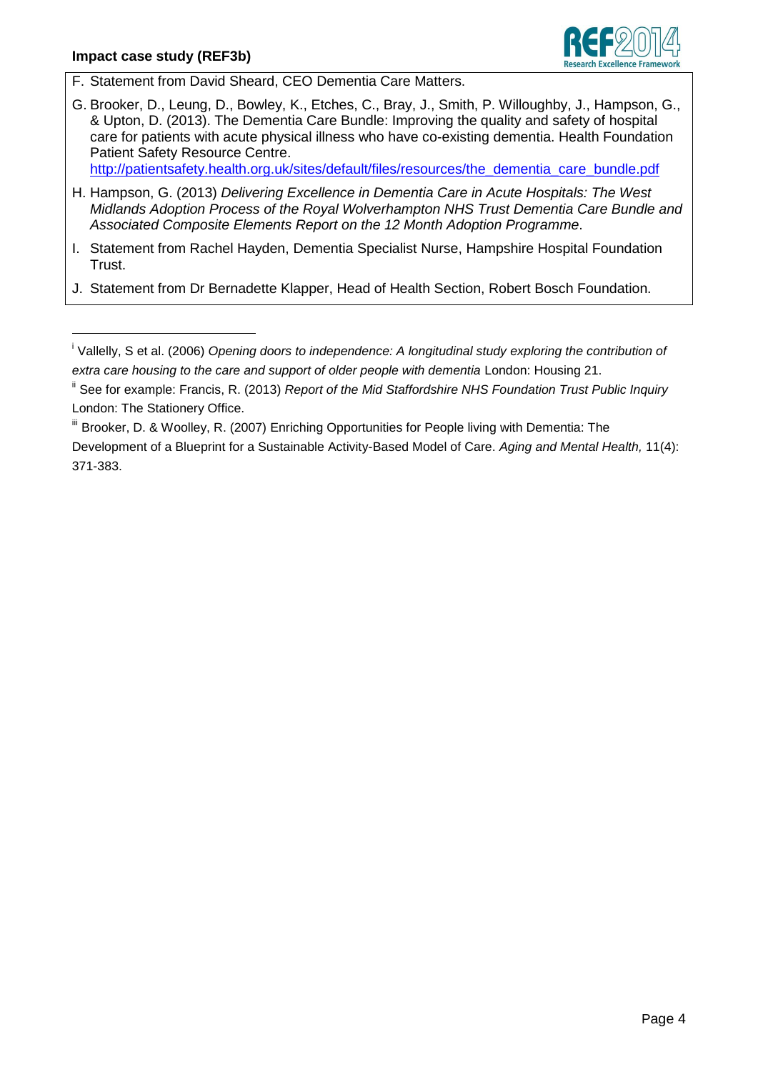F. Statement from David Sheard, CEO Dementia Care Matters.

G. Brooker, D., Leung, D., Bowley, K., Etches, C., Bray, J., Smith, P. Willoughby, J., Hampson, G., & Upton, D. (2013). The Dementia Care Bundle: Improving the quality and safety of hospital care for patients with acute physical illness who have co-existing dementia. Health Foundation Patient Safety Resource Centre. http://patientsafety.health.org.uk/sites/default/files/resources/the_dementia_care_bundle.pdf

H. Hampson, G. (2013) *Delivering Excellence in Dementia Care in Acute Hospitals: The West Midlands Adoption Process of the Royal Wolverhampton NHS Trust Dementia Care Bundle and Associated Composite Elements Report on the 12 Month Adoption Programme*.

I. Statement from Rachel Hayden, Dementia Specialist Nurse, Hampshire Hospital Foundation Trust.

J. Statement from Dr Bernadette Klapper, Head of Health Section, Robert Bosch Foundation.

---

[i] Vallelly, S et al. (2006) *Opening doors to independence: A longitudinal study exploring the contribution of extra care housing to the care and support of older people with dementia* London: Housing 21.

[ii] See for example: Francis, R. (2013) *Report of the Mid Staffordshire NHS Foundation Trust Public Inquiry* London: The Stationery Office.

[iii] Brooker, D. & Woolley, R. (2007) Enriching Opportunities for People living with Dementia: The Development of a Blueprint for a Sustainable Activity-Based Model of Care. *Aging and Mental Health,* 11(4): 371-383.